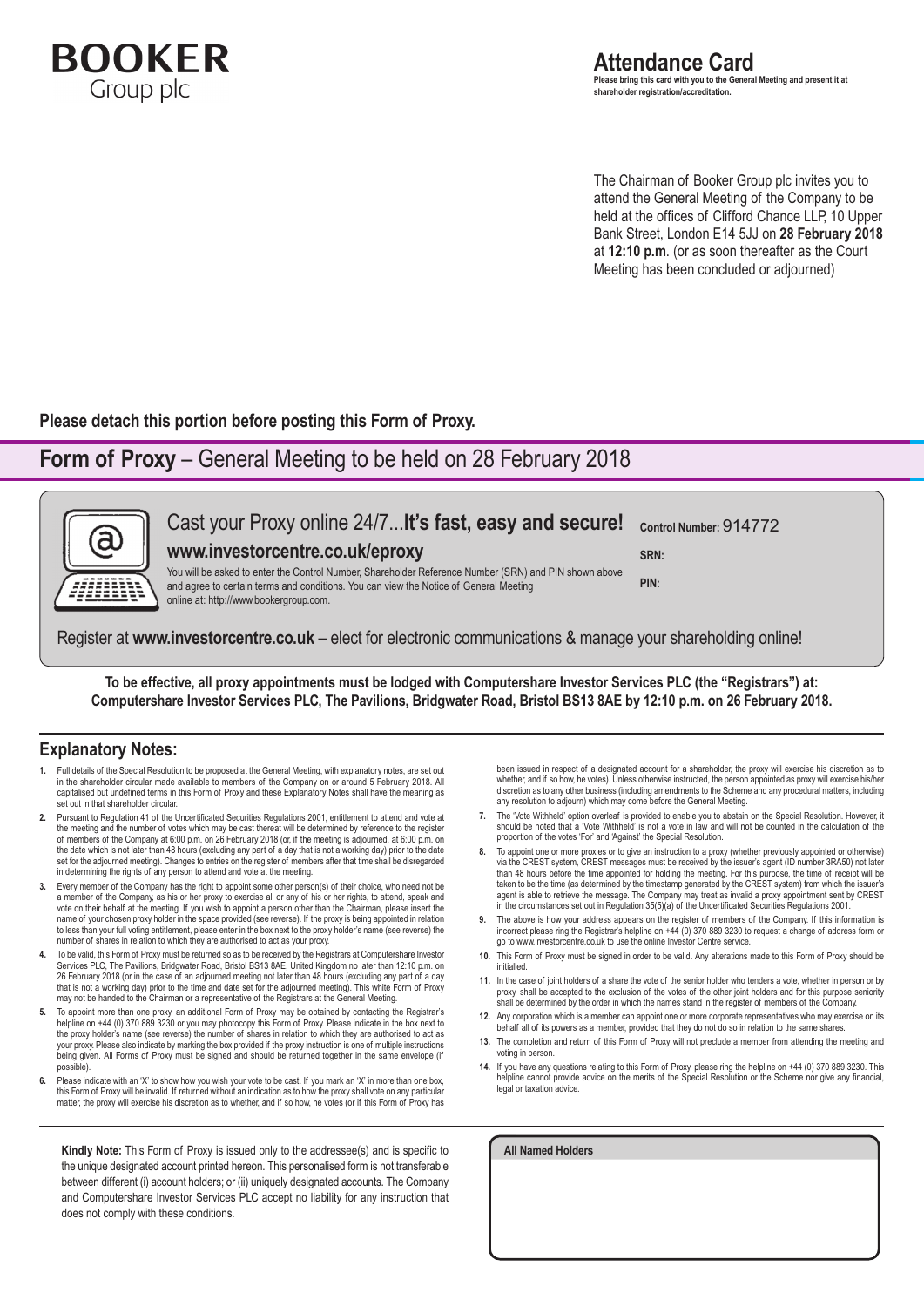# BOOKER
Group plc

## Attendance Card

**Please bring this card with you to the General Meeting and present it at shareholder registration/accreditation.**

The Chairman of Booker Group plc invites you to attend the General Meeting of the Company to be held at the offices of Clifford Chance LLP, 10 Upper Bank Street, London E14 5JJ on **28 February 2018** at **12:10 p.m**. (or as soon thereafter as the Court Meeting has been concluded or adjourned)

**Please detach this portion before posting this Form of Proxy.**

## **Form of Proxy** – General Meeting to be held on 28 February 2018

Cast your Proxy online 24/7...**It's fast, easy and secure!**

**www.investorcentre.co.uk/eproxy**

You will be asked to enter the Control Number, Shareholder Reference Number (SRN) and PIN shown above and agree to certain terms and conditions. You can view the Notice of General Meeting online at: http://www.bookergroup.com.

**Control Number:** 914772

**SRN:**

**PIN:**

Register at **www.investorcentre.co.uk** – elect for electronic communications & manage your shareholding online!

**To be effective, all proxy appointments must be lodged with Computershare Investor Services PLC (the "Registrars") at: Computershare Investor Services PLC, The Pavilions, Bridgwater Road, Bristol BS13 8AE by 12:10 p.m. on 26 February 2018.**

## Explanatory Notes:

1. Full details of the Special Resolution to be proposed at the General Meeting, with explanatory notes, are set out in the shareholder circular made available to members of the Company on or around 5 February 2018. All capitalised but undefined terms in this Form of Proxy and these Explanatory Notes shall have the meaning as set out in that shareholder circular.
2. Pursuant to Regulation 41 of the Uncertificated Securities Regulations 2001, entitlement to attend and vote at the meeting and the number of votes which may be cast thereat will be determined by reference to the register of members of the Company at 6:00 p.m. on 26 February 2018 (or, if the meeting is adjourned, at 6:00 p.m. on the date which is not later than 48 hours (excluding any part of a day that is not a working day) prior to the date set for the adjourned meeting). Changes to entries on the register of members after that time shall be disregarded in determining the rights of any person to attend and vote at the meeting.
3. Every member of the Company has the right to appoint some other person(s) of their choice, who need not be a member of the Company, as his or her proxy to exercise all or any of his or her rights, to attend, speak and vote on their behalf at the meeting. If you wish to appoint a person other than the Chairman, please insert the name of your chosen proxy holder in the space provided (see reverse). If the proxy is being appointed in relation to less than your full voting entitlement, please enter in the box next to the proxy holder's name (see reverse) the number of shares in relation to which they are authorised to act as your proxy.
4. To be valid, this Form of Proxy must be returned so as to be received by the Registrars at Computershare Investor Services PLC, The Pavilions, Bridgwater Road, Bristol BS13 8AE, United Kingdom no later than 12:10 p.m. on 26 February 2018 (or in the case of an adjourned meeting not later than 48 hours (excluding any part of a day that is not a working day) prior to the time and date set for the adjourned meeting). This white Form of Proxy may not be handed to the Chairman or a representative of the Registrars at the General Meeting.
5. To appoint more than one proxy, an additional Form of Proxy may be obtained by contacting the Registrar's helpline on +44 (0) 370 889 3230 or you may photocopy this Form of Proxy. Please indicate in the box next to the proxy holder's name (see reverse) the number of shares in relation to which they are authorised to act as your proxy. Please also indicate by marking the box provided if the proxy instruction is one of multiple instructions being given. All Forms of Proxy must be signed and should be returned together in the same envelope (if possible).
6. Please indicate with an 'X' to show how you wish your vote to be cast. If you mark an 'X' in more than one box, this Form of Proxy will be invalid. If returned without an indication as to how the proxy shall vote on any particular matter, the proxy will exercise his discretion as to whether, and if so how, he votes (or if this Form of Proxy has been issued in respect of a designated account for a shareholder, the proxy will exercise his discretion as to whether, and if so how, he votes). Unless otherwise instructed, the person appointed as proxy will exercise his/her discretion as to any other business (including amendments to the Scheme and any procedural matters, including any resolution to adjourn) which may come before the General Meeting.
7. The 'Vote Withheld' option overleaf is provided to enable you to abstain on the Special Resolution. However, it should be noted that a 'Vote Withheld' is not a vote in law and will not be counted in the calculation of the proportion of the votes 'For' and 'Against' the Special Resolution.
8. To appoint one or more proxies or to give an instruction to a proxy (whether previously appointed or otherwise) via the CREST system, CREST messages must be received by the issuer's agent (ID number 3RA50) not later than 48 hours before the time appointed for holding the meeting. For this purpose, the time of receipt will be taken to be the time (as determined by the timestamp generated by the CREST system) from which the issuer's agent is able to retrieve the message. The Company may treat as invalid a proxy appointment sent by CREST in the circumstances set out in Regulation 35(5)(a) of the Uncertificated Securities Regulations 2001.
9. The above is how your address appears on the register of members of the Company. If this information is incorrect please ring the Registrar's helpline on +44 (0) 370 889 3230 to request a change of address form or go to www.investorcentre.co.uk to use the online Investor Centre service.
10. This Form of Proxy must be signed in order to be valid. Any alterations made to this Form of Proxy should be initialled.
11. In the case of joint holders of a share the vote of the senior holder who tenders a vote, whether in person or by proxy, shall be accepted to the exclusion of the votes of the other joint holders and for this purpose seniority shall be determined by the order in which the names stand in the register of members of the Company.
12. Any corporation which is a member can appoint one or more corporate representatives who may exercise on its behalf all of its powers as a member, provided that they do not do so in relation to the same shares.
13. The completion and return of this Form of Proxy will not preclude a member from attending the meeting and voting in person.
14. If you have any questions relating to this Form of Proxy, please ring the helpline on +44 (0) 370 889 3230. This helpline cannot provide advice on the merits of the Special Resolution or the Scheme nor give any financial, legal or taxation advice.

**Kindly Note:** This Form of Proxy is issued only to the addressee(s) and is specific to the unique designated account printed hereon. This personalised form is not transferable between different (i) account holders; or (ii) uniquely designated accounts. The Company and Computershare Investor Services PLC accept no liability for any instruction that does not comply with these conditions.

**All Named Holders**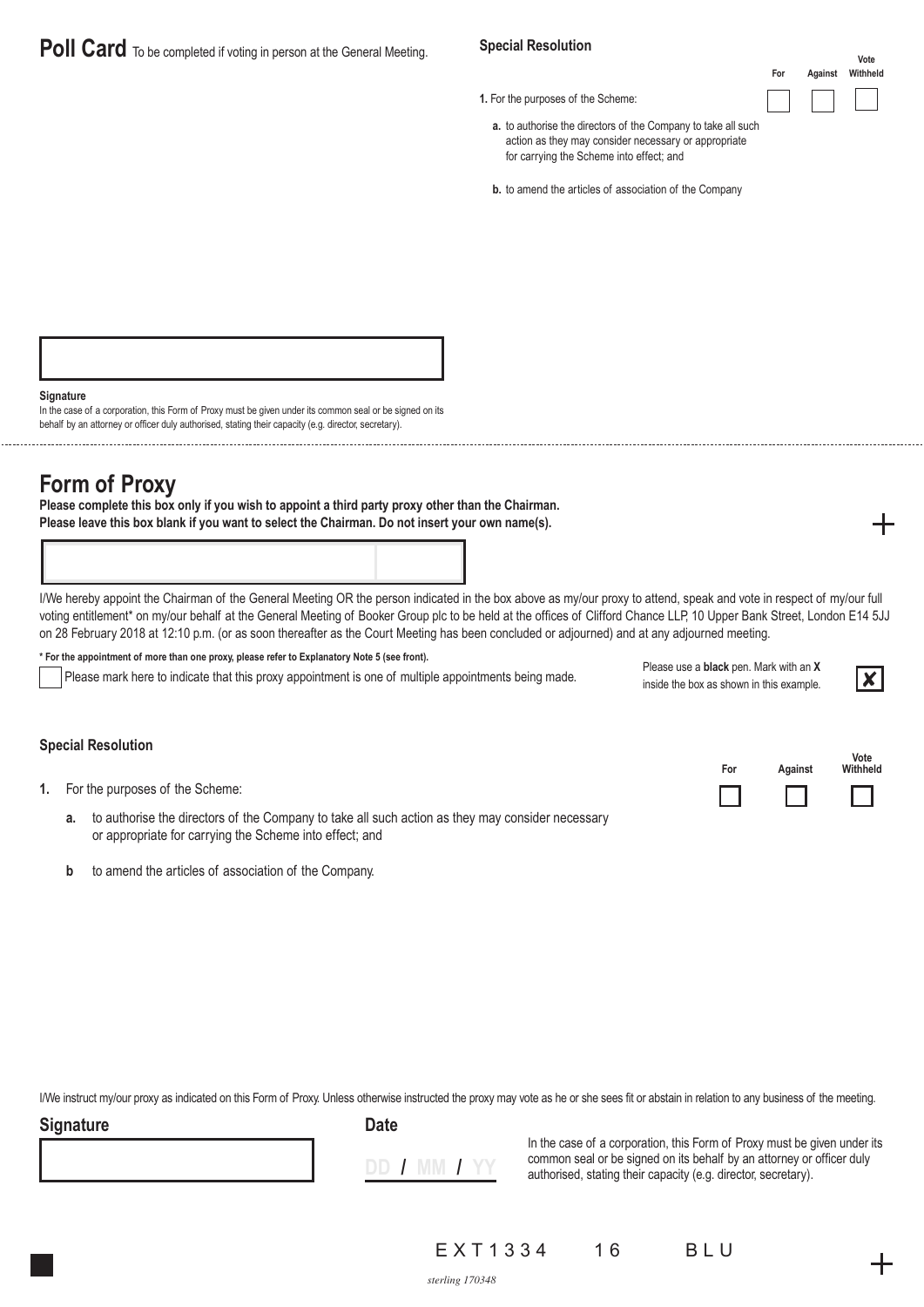# Poll Card

To be completed if voting in person at the General Meeting.

**Special Resolution**

| | For | Against | Vote Withheld |
|---|---|---|---|
| **1.** For the purposes of the Scheme: | ☐ | ☐ | ☐ |
| **a.** to authorise the directors of the Company to take all such action as they may consider necessary or appropriate for carrying the Scheme into effect; and | | | |
| **b.** to amend the articles of association of the Company | | | |

**Signature**

In the case of a corporation, this Form of Proxy must be given under its common seal or be signed on its behalf by an attorney or officer duly authorised, stating their capacity (e.g. director, secretary).

# Form of Proxy

**Please complete this box only if you wish to appoint a third party proxy other than the Chairman.**
**Please leave this box blank if you want to select the Chairman. Do not insert your own name(s).**

I/We hereby appoint the Chairman of the General Meeting OR the person indicated in the box above as my/our proxy to attend, speak and vote in respect of my/our full voting entitlement* on my/our behalf at the General Meeting of Booker Group plc to be held at the offices of Clifford Chance LLP, 10 Upper Bank Street, London E14 5JJ on 28 February 2018 at 12:10 p.m. (or as soon thereafter as the Court Meeting has been concluded or adjourned) and at any adjourned meeting.

**\* For the appointment of more than one proxy, please refer to Explanatory Note 5 (see front).**

☐ Please mark here to indicate that this proxy appointment is one of multiple appointments being made.

Please use a **black** pen. Mark with an **X** inside the box as shown in this example. ☒

**Special Resolution**

| | For | Against | Vote Withheld |
|---|---|---|---|
| **1.** For the purposes of the Scheme: | ☐ | ☐ | ☐ |
| **a.** to authorise the directors of the Company to take all such action as they may consider necessary or appropriate for carrying the Scheme into effect; and | | | |
| **b** to amend the articles of association of the Company. | | | |

I/We instruct my/our proxy as indicated on this Form of Proxy. Unless otherwise instructed the proxy may vote as he or she sees fit or abstain in relation to any business of the meeting.

**Signature**

**Date**

DD / MM / YY

In the case of a corporation, this Form of Proxy must be given under its common seal or be signed on its behalf by an attorney or officer duly authorised, stating their capacity (e.g. director, secretary).

EXT1334 16 BLU

*sterling 170348*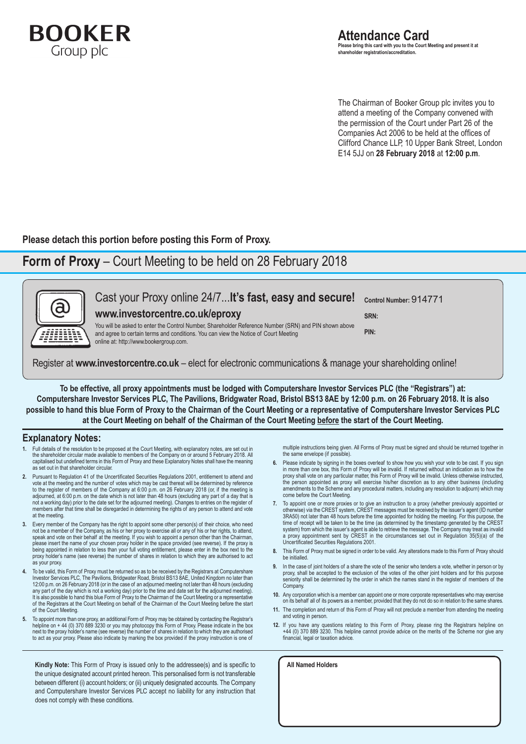BOOKER
Group plc

# Attendance Card

**Please bring this card with you to the Court Meeting and present it at shareholder registration/accreditation.**

The Chairman of Booker Group plc invites you to attend a meeting of the Company convened with the permission of the Court under Part 26 of the Companies Act 2006 to be held at the offices of Clifford Chance LLP, 10 Upper Bank Street, London E14 5JJ on **28 February 2018** at **12:00 p.m**.

**Please detach this portion before posting this Form of Proxy.**

# **Form of Proxy** – Court Meeting to be held on 28 February 2018

Cast your Proxy online 24/7...**It's fast, easy and secure!**

**www.investorcentre.co.uk/eproxy**

You will be asked to enter the Control Number, Shareholder Reference Number (SRN) and PIN shown above and agree to certain terms and conditions. You can view the Notice of Court Meeting online at: http://www.bookergroup.com.

**Control Number:** 914771

**SRN:**

**PIN:**

Register at **www.investorcentre.co.uk** – elect for electronic communications & manage your shareholding online!

**To be effective, all proxy appointments must be lodged with Computershare Investor Services PLC (the "Registrars") at: Computershare Investor Services PLC, The Pavilions, Bridgwater Road, Bristol BS13 8AE by 12:00 p.m. on 26 February 2018. It is also possible to hand this blue Form of Proxy to the Chairman of the Court Meeting or a representative of Computershare Investor Services PLC at the Court Meeting on behalf of the Chairman of the Court Meeting before the start of the Court Meeting.**

## Explanatory Notes:

1. Full details of the resolution to be proposed at the Court Meeting, with explanatory notes, are set out in the shareholder circular made available to members of the Company on or around 5 February 2018. All capitalised but undefined terms in this Form of Proxy and these Explanatory Notes shall have the meaning as set out in that shareholder circular.
2. Pursuant to Regulation 41 of the Uncertificated Securities Regulations 2001, entitlement to attend and vote at the meeting and the number of votes which may be cast thereat will be determined by reference to the register of members of the Company at 6:00 p.m. on 26 February 2018 (or, if the meeting is adjourned, at 6:00 p.m. on the date which is not later than 48 hours (excluding any part of a day that is not a working day) prior to the date set for the adjourned meeting). Changes to entries on the register of members after that time shall be disregarded in determining the rights of any person to attend and vote at the meeting.
3. Every member of the Company has the right to appoint some other person(s) of their choice, who need not be a member of the Company, as his or her proxy to exercise all or any of his or her rights, to attend, speak and vote on their behalf at the meeting. If you wish to appoint a person other than the Chairman, please insert the name of your chosen proxy holder in the space provided (see reverse). If the proxy is being appointed in relation to less than your full voting entitlement, please enter in the box next to the proxy holder's name (see reverse) the number of shares in relation to which they are authorised to act as your proxy.
4. To be valid, this Form of Proxy must be returned so as to be received by the Registrars at Computershare Investor Services PLC, The Pavilions, Bridgwater Road, Bristol BS13 8AE, United Kingdom no later than 12:00 p.m. on 26 February 2018 (or in the case of an adjourned meeting not later than 48 hours (excluding any part of the day which is not a working day) prior to the time and date set for the adjourned meeting). It is also possible to hand this blue Form of Proxy to the Chairman of the Court Meeting or a representative of the Registrars at the Court Meeting on behalf of the Chairman of the Court Meeting before the start of the Court Meeting.
5. To appoint more than one proxy, an additional Form of Proxy may be obtained by contacting the Registrar's helpline on + 44 (0) 370 889 3230 or you may photocopy this Form of Proxy. Please indicate in the box next to the proxy holder's name (see reverse) the number of shares in relation to which they are authorised to act as your proxy. Please also indicate by marking the box provided if the proxy instruction is one of multiple instructions being given. All Forms of Proxy must be signed and should be returned together in the same envelope (if possible).
6. Please indicate by signing in the boxes overleaf to show how you wish your vote to be cast. If you sign in more than one box, this Form of Proxy will be invalid. If returned without an indication as to how the proxy shall vote on any particular matter, this Form of Proxy will be invalid. Unless otherwise instructed, the person appointed as proxy will exercise his/her discretion as to any other business (including amendments to the Scheme and any procedural matters, including any resolution to adjourn) which may come before the Court Meeting.
7. To appoint one or more proxies or to give an instruction to a proxy (whether previously appointed or otherwise) via the CREST system, CREST messages must be received by the issuer's agent (ID number 3RA50) not later than 48 hours before the time appointed for holding the meeting. For this purpose, the time of receipt will be taken to be the time (as determined by the timestamp generated by the CREST system) from which the issuer's agent is able to retrieve the message. The Company may treat as invalid a proxy appointment sent by CREST in the circumstances set out in Regulation 35(5)(a) of the Uncertificated Securities Regulations 2001.
8. This Form of Proxy must be signed in order to be valid. Any alterations made to this Form of Proxy should be initialled.
9. In the case of joint holders of a share the vote of the senior who tenders a vote, whether in person or by proxy, shall be accepted to the exclusion of the votes of the other joint holders and for this purpose seniority shall be determined by the order in which the names stand in the register of members of the Company.
10. Any corporation which is a member can appoint one or more corporate representatives who may exercise on its behalf all of its powers as a member, provided that they do not do so in relation to the same shares.
11. The completion and return of this Form of Proxy will not preclude a member from attending the meeting and voting in person.
12. If you have any questions relating to this Form of Proxy, please ring the Registrars helpline on +44 (0) 370 889 3230. This helpline cannot provide advice on the merits of the Scheme nor give any financial, legal or taxation advice.

**Kindly Note:** This Form of Proxy is issued only to the addressee(s) and is specific to the unique designated account printed hereon. This personalised form is not transferable between different (i) account holders; or (ii) uniquely designated accounts. The Company and Computershare Investor Services PLC accept no liability for any instruction that does not comply with these conditions.

**All Named Holders**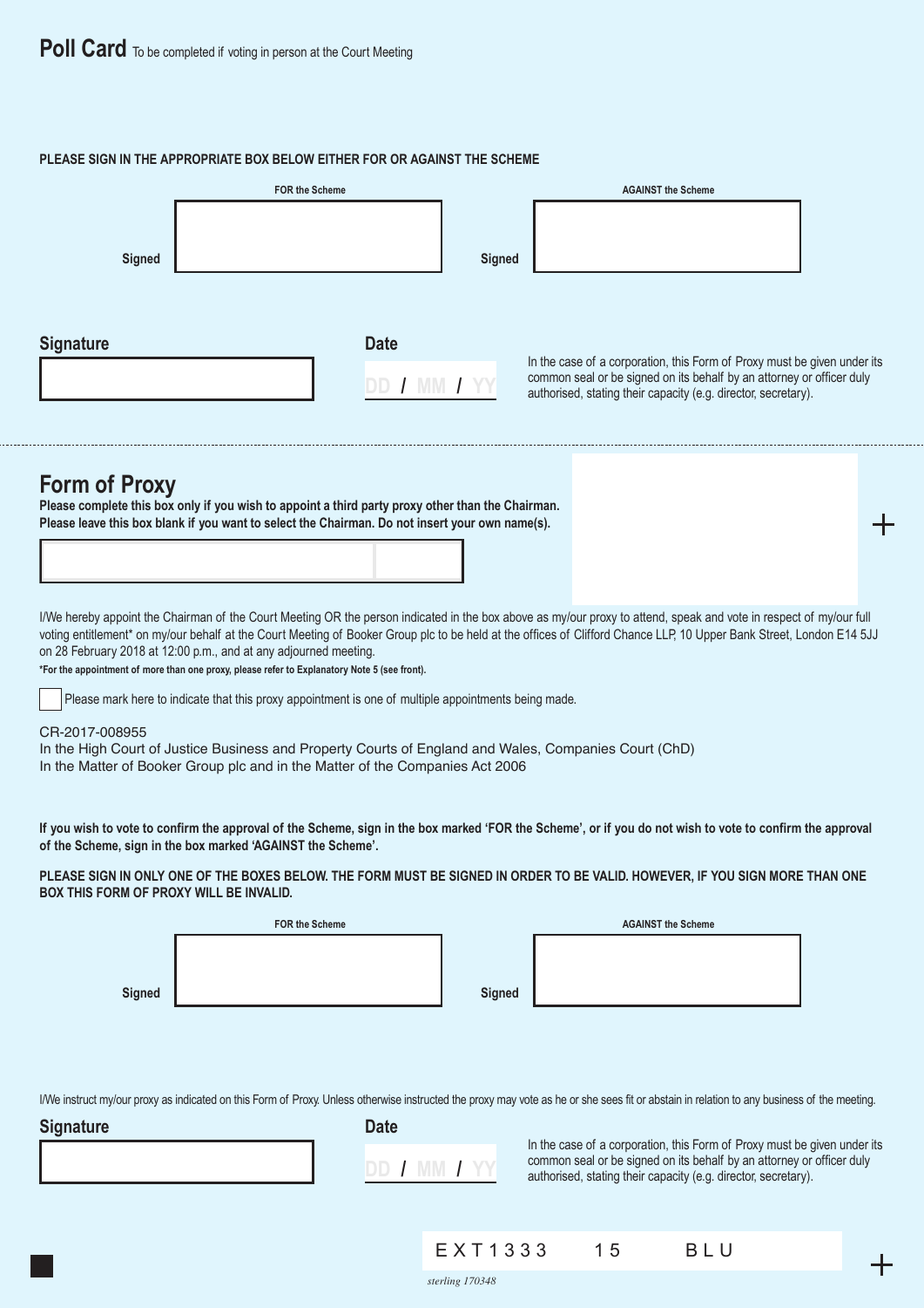## Poll Card To be completed if voting in person at the Court Meeting

**PLEASE SIGN IN THE APPROPRIATE BOX BELOW EITHER FOR OR AGAINST THE SCHEME**

| **FOR the Scheme** | **AGAINST the Scheme** |
| --- | --- |
| Signed | Signed |

**Signature**

**Date**

DD / MM / YY

In the case of a corporation, this Form of Proxy must be given under its common seal or be signed on its behalf by an attorney or officer duly authorised, stating their capacity (e.g. director, secretary).

## Form of Proxy

**Please complete this box only if you wish to appoint a third party proxy other than the Chairman. Please leave this box blank if you want to select the Chairman. Do not insert your own name(s).**

I/We hereby appoint the Chairman of the Court Meeting OR the person indicated in the box above as my/our proxy to attend, speak and vote in respect of my/our full voting entitlement* on my/our behalf at the Court Meeting of Booker Group plc to be held at the offices of Clifford Chance LLP, 10 Upper Bank Street, London E14 5JJ on 28 February 2018 at 12:00 p.m., and at any adjourned meeting.

***For the appointment of more than one proxy, please refer to Explanatory Note 5 (see front).**

☐ Please mark here to indicate that this proxy appointment is one of multiple appointments being made.

CR-2017-008955
In the High Court of Justice Business and Property Courts of England and Wales, Companies Court (ChD)
In the Matter of Booker Group plc and in the Matter of the Companies Act 2006

**If you wish to vote to confirm the approval of the Scheme, sign in the box marked 'FOR the Scheme', or if you do not wish to vote to confirm the approval of the Scheme, sign in the box marked 'AGAINST the Scheme'.**

**PLEASE SIGN IN ONLY ONE OF THE BOXES BELOW. THE FORM MUST BE SIGNED IN ORDER TO BE VALID. HOWEVER, IF YOU SIGN MORE THAN ONE BOX THIS FORM OF PROXY WILL BE INVALID.**

| **FOR the Scheme** | **AGAINST the Scheme** |
| --- | --- |
| Signed | Signed |

I/We instruct my/our proxy as indicated on this Form of Proxy. Unless otherwise instructed the proxy may vote as he or she sees fit or abstain in relation to any business of the meeting.

**Signature**

**Date**

DD / MM / YY

In the case of a corporation, this Form of Proxy must be given under its common seal or be signed on its behalf by an attorney or officer duly authorised, stating their capacity (e.g. director, secretary).

EXT1333 15 BLU

*sterling 170348*